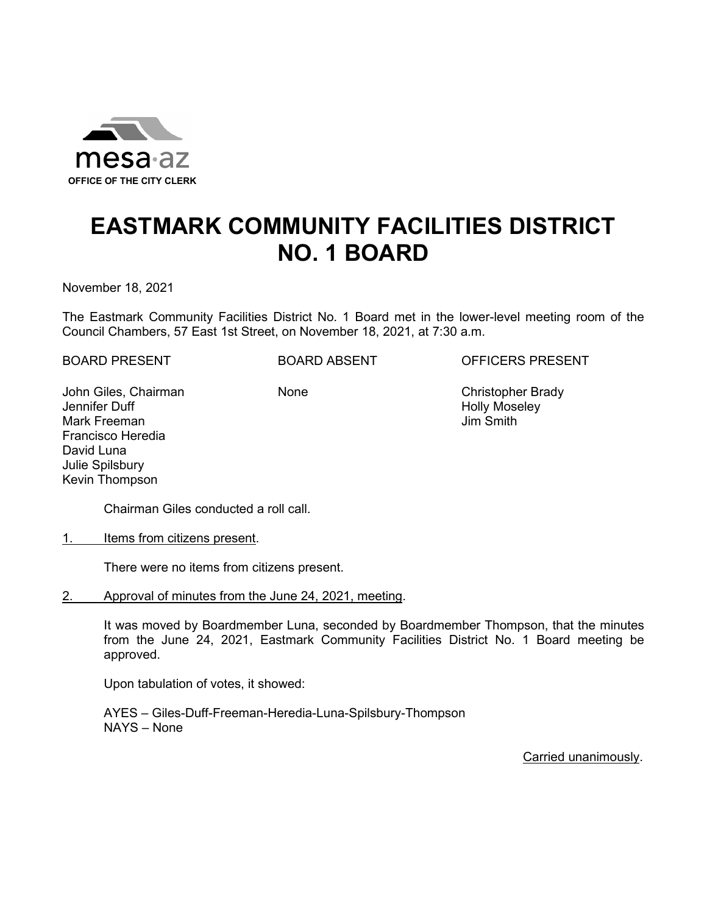mesa·az
**OFFICE OF THE CITY CLERK**

# EASTMARK COMMUNITY FACILITIES DISTRICT NO. 1 BOARD

November 18, 2021

The Eastmark Community Facilities District No. 1 Board met in the lower-level meeting room of the Council Chambers, 57 East 1st Street, on November 18, 2021, at 7:30 a.m.

| BOARD PRESENT | BOARD ABSENT | OFFICERS PRESENT |
|---|---|---|
| John Giles, Chairman | None | Christopher Brady |
| Jennifer Duff | | Holly Moseley |
| Mark Freeman | | Jim Smith |
| Francisco Heredia | | |
| David Luna | | |
| Julie Spilsbury | | |
| Kevin Thompson | | |

Chairman Giles conducted a roll call.

1. Items from citizens present.

   There were no items from citizens present.

2. Approval of minutes from the June 24, 2021, meeting.

   It was moved by Boardmember Luna, seconded by Boardmember Thompson, that the minutes from the June 24, 2021, Eastmark Community Facilities District No. 1 Board meeting be approved.

   Upon tabulation of votes, it showed:

   AYES – Giles-Duff-Freeman-Heredia-Luna-Spilsbury-Thompson
   NAYS – None

   Carried unanimously.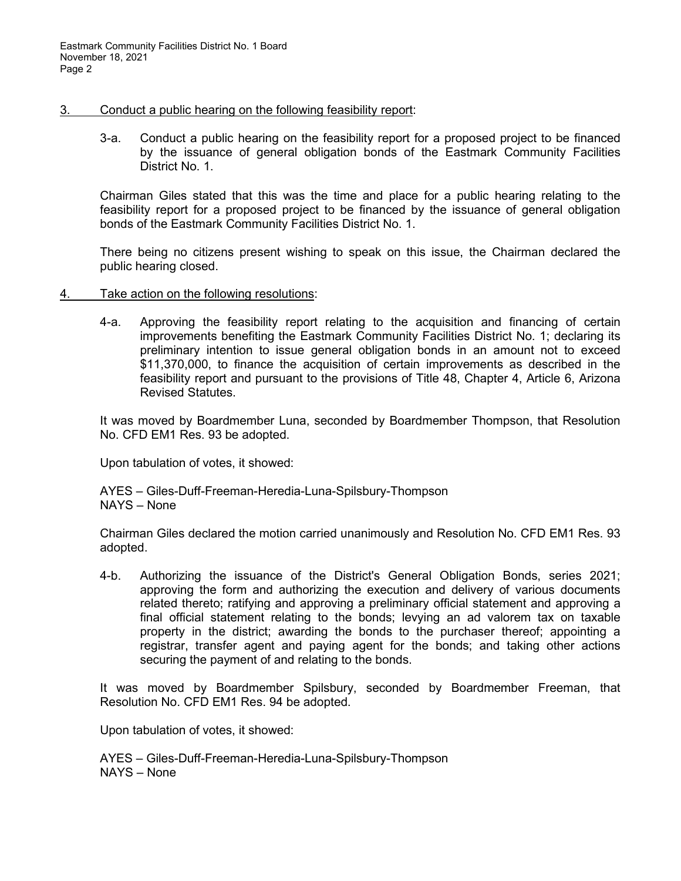3. Conduct a public hearing on the following feasibility report:

3-a. Conduct a public hearing on the feasibility report for a proposed project to be financed by the issuance of general obligation bonds of the Eastmark Community Facilities District No. 1.

Chairman Giles stated that this was the time and place for a public hearing relating to the feasibility report for a proposed project to be financed by the issuance of general obligation bonds of the Eastmark Community Facilities District No. 1.

There being no citizens present wishing to speak on this issue, the Chairman declared the public hearing closed.

4. Take action on the following resolutions:

4-a. Approving the feasibility report relating to the acquisition and financing of certain improvements benefiting the Eastmark Community Facilities District No. 1; declaring its preliminary intention to issue general obligation bonds in an amount not to exceed $11,370,000, to finance the acquisition of certain improvements as described in the feasibility report and pursuant to the provisions of Title 48, Chapter 4, Article 6, Arizona Revised Statutes.

It was moved by Boardmember Luna, seconded by Boardmember Thompson, that Resolution No. CFD EM1 Res. 93 be adopted.

Upon tabulation of votes, it showed:

AYES – Giles-Duff-Freeman-Heredia-Luna-Spilsbury-Thompson
NAYS – None

Chairman Giles declared the motion carried unanimously and Resolution No. CFD EM1 Res. 93 adopted.

4-b. Authorizing the issuance of the District's General Obligation Bonds, series 2021; approving the form and authorizing the execution and delivery of various documents related thereto; ratifying and approving a preliminary official statement and approving a final official statement relating to the bonds; levying an ad valorem tax on taxable property in the district; awarding the bonds to the purchaser thereof; appointing a registrar, transfer agent and paying agent for the bonds; and taking other actions securing the payment of and relating to the bonds.

It was moved by Boardmember Spilsbury, seconded by Boardmember Freeman, that Resolution No. CFD EM1 Res. 94 be adopted.

Upon tabulation of votes, it showed:

AYES – Giles-Duff-Freeman-Heredia-Luna-Spilsbury-Thompson
NAYS – None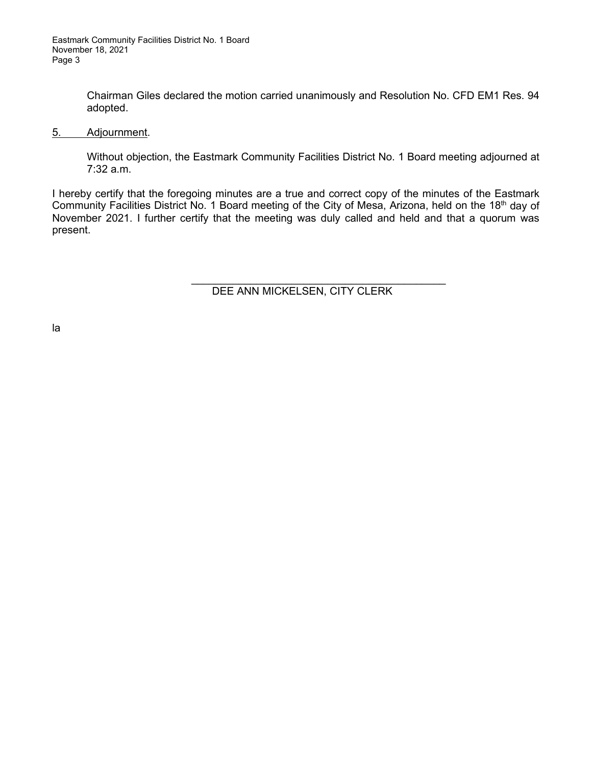Chairman Giles declared the motion carried unanimously and Resolution No. CFD EM1 Res. 94 adopted.

5. Adjournment.

Without objection, the Eastmark Community Facilities District No. 1 Board meeting adjourned at 7:32 a.m.

I hereby certify that the foregoing minutes are a true and correct copy of the minutes of the Eastmark Community Facilities District No. 1 Board meeting of the City of Mesa, Arizona, held on the 18th day of November 2021. I further certify that the meeting was duly called and held and that a quorum was present.

\_\_\_\_\_\_\_\_\_\_\_\_\_\_\_\_\_\_\_\_\_\_\_\_\_\_\_\_\_\_\_\_\_\_\_\_\_\_\_\_\_\_

DEE ANN MICKELSEN, CITY CLERK

la